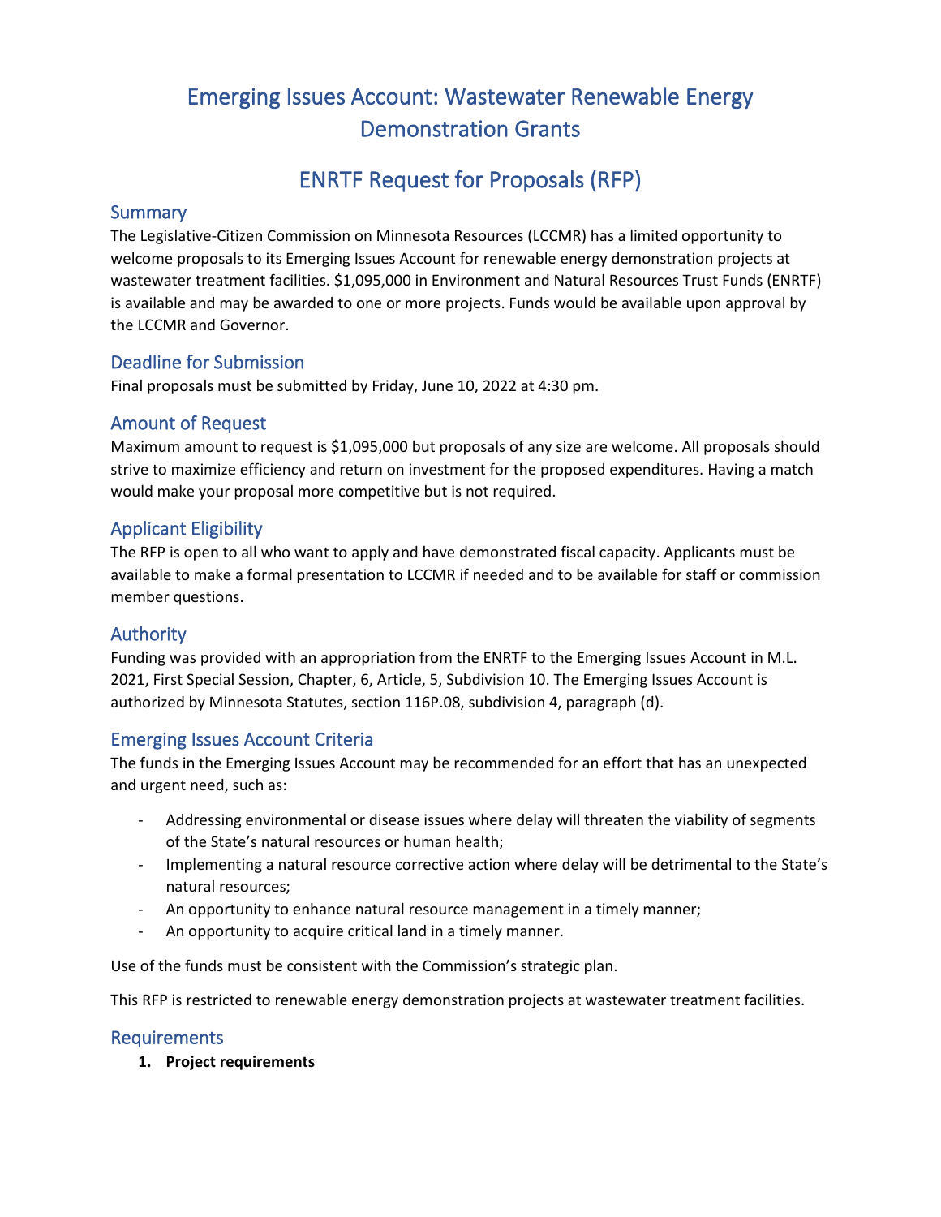# Emerging Issues Account: Wastewater Renewable Energy Demonstration Grants

# ENRTF Request for Proposals (RFP)

## Summary

The Legislative-Citizen Commission on Minnesota Resources (LCCMR) has a limited opportunity to welcome proposals to its Emerging Issues Account for renewable energy demonstration projects at wastewater treatment facilities. $1,095,000 in Environment and Natural Resources Trust Funds (ENRTF) is available and may be awarded to one or more projects. Funds would be available upon approval by the LCCMR and Governor.

## Deadline for Submission

Final proposals must be submitted by Friday, June 10, 2022 at 4:30 pm.

## Amount of Request

Maximum amount to request is $1,095,000 but proposals of any size are welcome. All proposals should strive to maximize efficiency and return on investment for the proposed expenditures. Having a match would make your proposal more competitive but is not required.

## Applicant Eligibility

The RFP is open to all who want to apply and have demonstrated fiscal capacity. Applicants must be available to make a formal presentation to LCCMR if needed and to be available for staff or commission member questions.

## Authority

Funding was provided with an appropriation from the ENRTF to the Emerging Issues Account in M.L. 2021, First Special Session, Chapter, 6, Article, 5, Subdivision 10. The Emerging Issues Account is authorized by Minnesota Statutes, section 116P.08, subdivision 4, paragraph (d).

## Emerging Issues Account Criteria

The funds in the Emerging Issues Account may be recommended for an effort that has an unexpected and urgent need, such as:

- Addressing environmental or disease issues where delay will threaten the viability of segments of the State's natural resources or human health;
- Implementing a natural resource corrective action where delay will be detrimental to the State's natural resources;
- An opportunity to enhance natural resource management in a timely manner;
- An opportunity to acquire critical land in a timely manner.

Use of the funds must be consistent with the Commission's strategic plan.

This RFP is restricted to renewable energy demonstration projects at wastewater treatment facilities.

## Requirements

1. **Project requirements**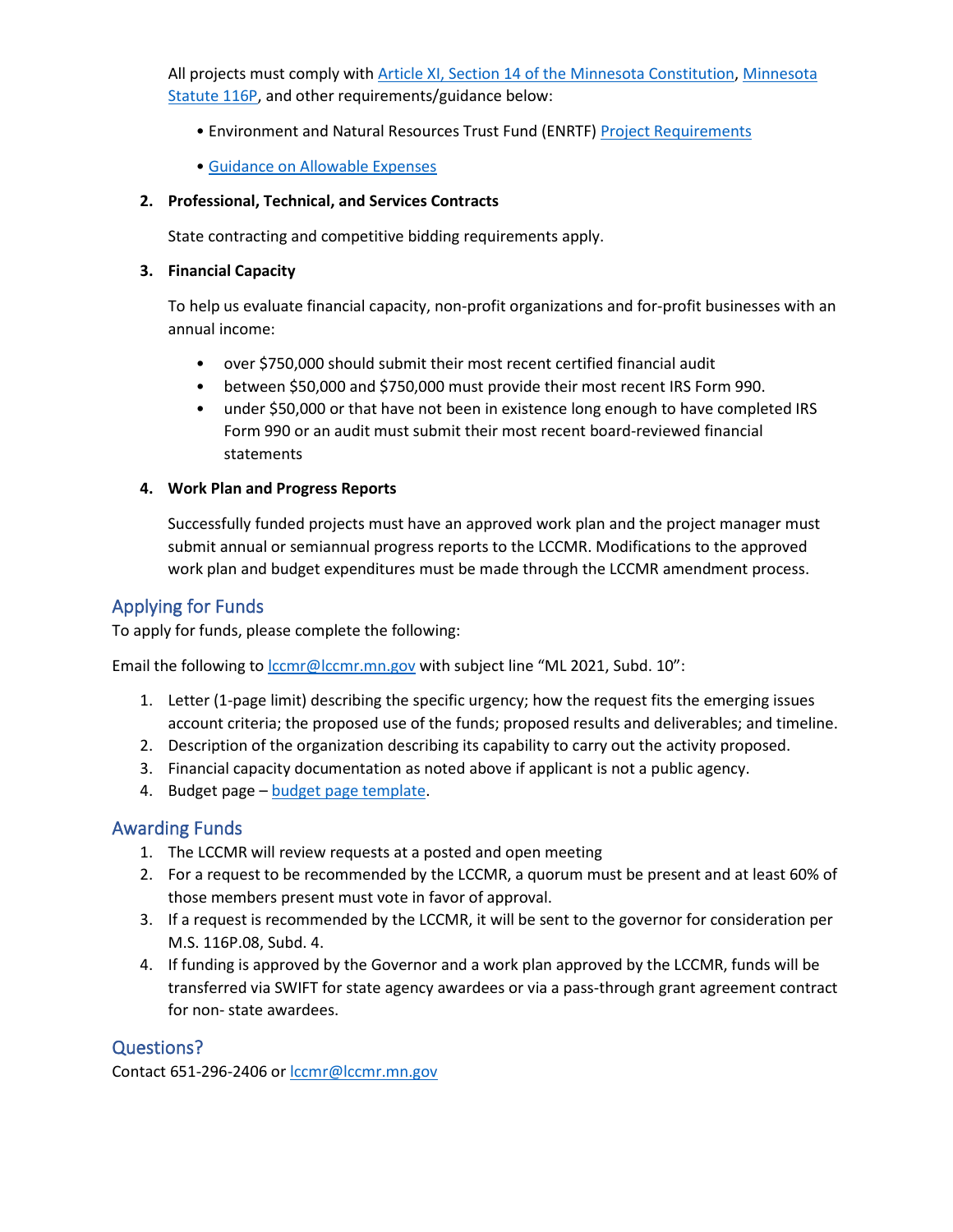All projects must comply with [Article XI, Section 14 of the Minnesota Constitution](), [Minnesota Statute 116P](), and other requirements/guidance below:

- Environment and Natural Resources Trust Fund (ENRTF) [Project Requirements]()
- [Guidance on Allowable Expenses]()

2. **Professional, Technical, and Services Contracts**

   State contracting and competitive bidding requirements apply.

3. **Financial Capacity**

   To help us evaluate financial capacity, non-profit organizations and for-profit businesses with an annual income:

   - over $750,000 should submit their most recent certified financial audit
   - between $50,000 and $750,000 must provide their most recent IRS Form 990.
   - under $50,000 or that have not been in existence long enough to have completed IRS Form 990 or an audit must submit their most recent board-reviewed financial statements

4. **Work Plan and Progress Reports**

   Successfully funded projects must have an approved work plan and the project manager must submit annual or semiannual progress reports to the LCCMR. Modifications to the approved work plan and budget expenditures must be made through the LCCMR amendment process.

## Applying for Funds

To apply for funds, please complete the following:

Email the following to [lccmr@lccmr.mn.gov]() with subject line "ML 2021, Subd. 10":

1. Letter (1-page limit) describing the specific urgency; how the request fits the emerging issues account criteria; the proposed use of the funds; proposed results and deliverables; and timeline.
2. Description of the organization describing its capability to carry out the activity proposed.
3. Financial capacity documentation as noted above if applicant is not a public agency.
4. Budget page – [budget page template]().

## Awarding Funds

1. The LCCMR will review requests at a posted and open meeting
2. For a request to be recommended by the LCCMR, a quorum must be present and at least 60% of those members present must vote in favor of approval.
3. If a request is recommended by the LCCMR, it will be sent to the governor for consideration per M.S. 116P.08, Subd. 4.
4. If funding is approved by the Governor and a work plan approved by the LCCMR, funds will be transferred via SWIFT for state agency awardees or via a pass-through grant agreement contract for non- state awardees.

## Questions?

Contact 651-296-2406 or [lccmr@lccmr.mn.gov]()